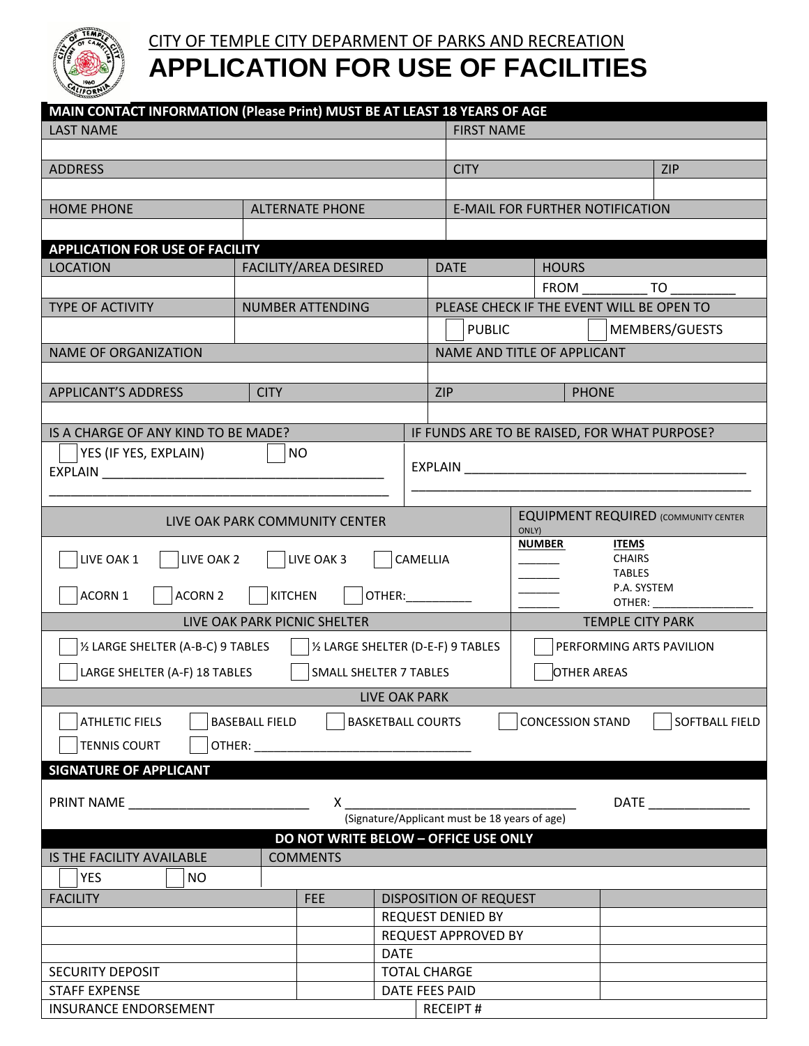CITY OF TEMPLE CITY DEPARMENT OF PARKS AND RECREATION

# APPLICATION FOR USE OF FACILITIES

## MAIN CONTACT INFORMATION (Please Print) MUST BE AT LEAST 18 YEARS OF AGE

| LAST NAME | | FIRST NAME | |
|---|---|---|---|
| | | | |
| ADDRESS | | CITY | ZIP |
| | | | |
| HOME PHONE | ALTERNATE PHONE | E-MAIL FOR FURTHER NOTIFICATION | |
| | | | |

## APPLICATION FOR USE OF FACILITY

| LOCATION | FACILITY/AREA DESIRED | DATE | HOURS |
|---|---|---|---|
| | | | FROM _________ TO _________ |
| TYPE OF ACTIVITY | NUMBER ATTENDING | PLEASE CHECK IF THE EVENT WILL BE OPEN TO | |
| | | ☐ PUBLIC | ☐ MEMBERS/GUESTS |
| NAME OF ORGANIZATION | | NAME AND TITLE OF APPLICANT | |
| | | | |
| APPLICANT'S ADDRESS | CITY | ZIP | PHONE |
| | | | |

| IS A CHARGE OF ANY KIND TO BE MADE? | IF FUNDS ARE TO BE RAISED, FOR WHAT PURPOSE? |
|---|---|
| ☐ YES (IF YES, EXPLAIN) ☐ NO<br>EXPLAIN ________________________________________<br>________________________________________________ | EXPLAIN ________________________________________<br>________________________________________________ |

| LIVE OAK PARK COMMUNITY CENTER | EQUIPMENT REQUIRED (COMMUNITY CENTER ONLY) |
|---|---|
| ☐ LIVE OAK 1 ☐ LIVE OAK 2 ☐ LIVE OAK 3 ☐ CAMELLIA<br>☐ ACORN 1 ☐ ACORN 2 ☐ KITCHEN ☐ OTHER:__________ | **NUMBER** / **ITEMS**<br>______ CHAIRS<br>______ TABLES<br>______ P.A. SYSTEM<br>______ OTHER: ________________ |

| LIVE OAK PARK PICNIC SHELTER | TEMPLE CITY PARK |
|---|---|
| ☐ ½ LARGE SHELTER (A-B-C) 9 TABLES ☐ ½ LARGE SHELTER (D-E-F) 9 TABLES | ☐ PERFORMING ARTS PAVILION |
| ☐ LARGE SHELTER (A-F) 18 TABLES ☐ SMALL SHELTER 7 TABLES | ☐ OTHER AREAS |

**LIVE OAK PARK**

☐ ATHLETIC FIELS ☐ BASEBALL FIELD ☐ BASKETBALL COURTS ☐ CONCESSION STAND ☐ SOFTBALL FIELD

☐ TENNIS COURT ☐ OTHER: ________________________________

## SIGNATURE OF APPLICANT

PRINT NAME _________________________ X ________________________________ DATE ______________

(Signature/Applicant must be 18 years of age)

## DO NOT WRITE BELOW – OFFICE USE ONLY

| IS THE FACILITY AVAILABLE | COMMENTS |
|---|---|
| ☐ YES ☐ NO | |

| FACILITY | FEE | DISPOSITION OF REQUEST | |
|---|---|---|---|
| | | REQUEST DENIED BY | |
| | | REQUEST APPROVED BY | |
| | | DATE | |
| SECURITY DEPOSIT | | TOTAL CHARGE | |
| STAFF EXPENSE | | DATE FEES PAID | |
| INSURANCE ENDORSEMENT | | RECEIPT # | |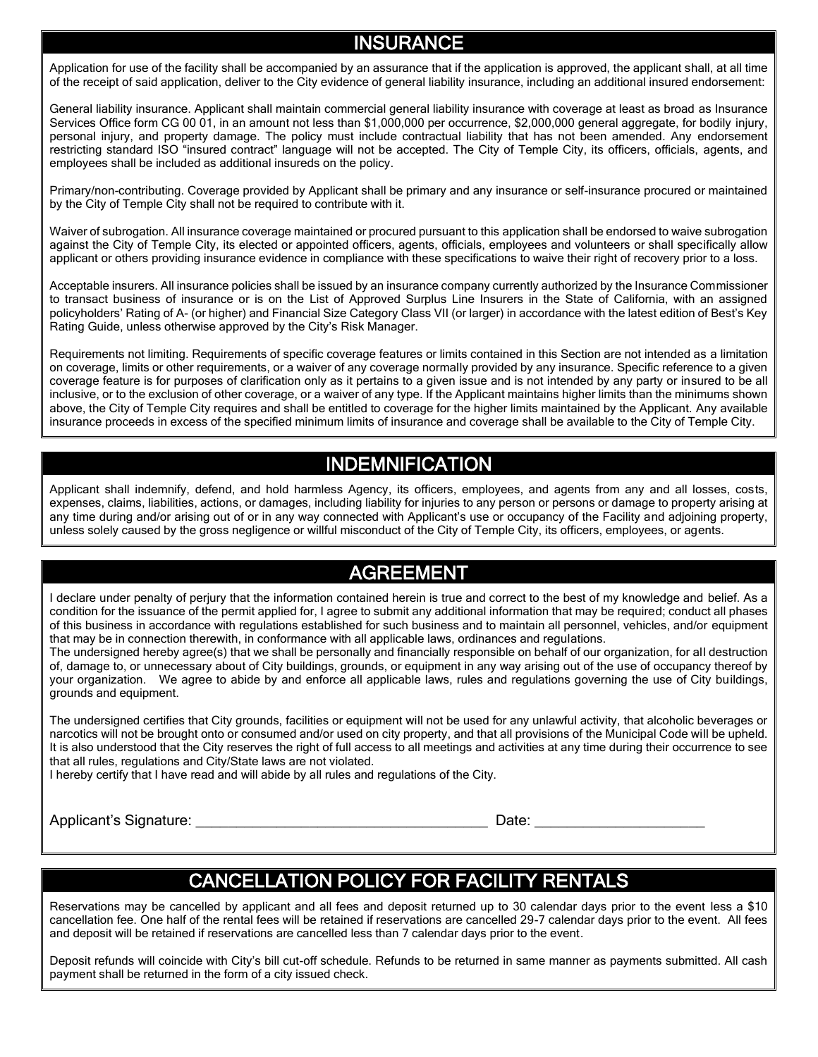## INSURANCE

Application for use of the facility shall be accompanied by an assurance that if the application is approved, the applicant shall, at all time of the receipt of said application, deliver to the City evidence of general liability insurance, including an additional insured endorsement:

General liability insurance. Applicant shall maintain commercial general liability insurance with coverage at least as broad as Insurance Services Office form CG 00 01, in an amount not less than $1,000,000 per occurrence, $2,000,000 general aggregate, for bodily injury, personal injury, and property damage. The policy must include contractual liability that has not been amended. Any endorsement restricting standard ISO "insured contract" language will not be accepted. The City of Temple City, its officers, officials, agents, and employees shall be included as additional insureds on the policy.

Primary/non-contributing. Coverage provided by Applicant shall be primary and any insurance or self-insurance procured or maintained by the City of Temple City shall not be required to contribute with it.

Waiver of subrogation. All insurance coverage maintained or procured pursuant to this application shall be endorsed to waive subrogation against the City of Temple City, its elected or appointed officers, agents, officials, employees and volunteers or shall specifically allow applicant or others providing insurance evidence in compliance with these specifications to waive their right of recovery prior to a loss.

Acceptable insurers. All insurance policies shall be issued by an insurance company currently authorized by the Insurance Commissioner to transact business of insurance or is on the List of Approved Surplus Line Insurers in the State of California, with an assigned policyholders' Rating of A- (or higher) and Financial Size Category Class VII (or larger) in accordance with the latest edition of Best's Key Rating Guide, unless otherwise approved by the City's Risk Manager.

Requirements not limiting. Requirements of specific coverage features or limits contained in this Section are not intended as a limitation on coverage, limits or other requirements, or a waiver of any coverage normally provided by any insurance. Specific reference to a given coverage feature is for purposes of clarification only as it pertains to a given issue and is not intended by any party or insured to be all inclusive, or to the exclusion of other coverage, or a waiver of any type. If the Applicant maintains higher limits than the minimums shown above, the City of Temple City requires and shall be entitled to coverage for the higher limits maintained by the Applicant. Any available insurance proceeds in excess of the specified minimum limits of insurance and coverage shall be available to the City of Temple City.

## INDEMNIFICATION

Applicant shall indemnify, defend, and hold harmless Agency, its officers, employees, and agents from any and all losses, costs, expenses, claims, liabilities, actions, or damages, including liability for injuries to any person or persons or damage to property arising at any time during and/or arising out of or in any way connected with Applicant's use or occupancy of the Facility and adjoining property, unless solely caused by the gross negligence or willful misconduct of the City of Temple City, its officers, employees, or agents.

## AGREEMENT

I declare under penalty of perjury that the information contained herein is true and correct to the best of my knowledge and belief. As a condition for the issuance of the permit applied for, I agree to submit any additional information that may be required; conduct all phases of this business in accordance with regulations established for such business and to maintain all personnel, vehicles, and/or equipment that may be in connection therewith, in conformance with all applicable laws, ordinances and regulations.
The undersigned hereby agree(s) that we shall be personally and financially responsible on behalf of our organization, for all destruction of, damage to, or unnecessary about of City buildings, grounds, or equipment in any way arising out of the use of occupancy thereof by your organization. We agree to abide by and enforce all applicable laws, rules and regulations governing the use of City buildings, grounds and equipment.

The undersigned certifies that City grounds, facilities or equipment will not be used for any unlawful activity, that alcoholic beverages or narcotics will not be brought onto or consumed and/or used on city property, and that all provisions of the Municipal Code will be upheld. It is also understood that the City reserves the right of full access to all meetings and activities at any time during their occurrence to see that all rules, regulations and City/State laws are not violated.
I hereby certify that I have read and will abide by all rules and regulations of the City.

Applicant's Signature: ______________________________________ Date: ______________________

## CANCELLATION POLICY FOR FACILITY RENTALS

Reservations may be cancelled by applicant and all fees and deposit returned up to 30 calendar days prior to the event less a $10 cancellation fee. One half of the rental fees will be retained if reservations are cancelled 29-7 calendar days prior to the event. All fees and deposit will be retained if reservations are cancelled less than 7 calendar days prior to the event.

Deposit refunds will coincide with City's bill cut-off schedule. Refunds to be returned in same manner as payments submitted. All cash payment shall be returned in the form of a city issued check.